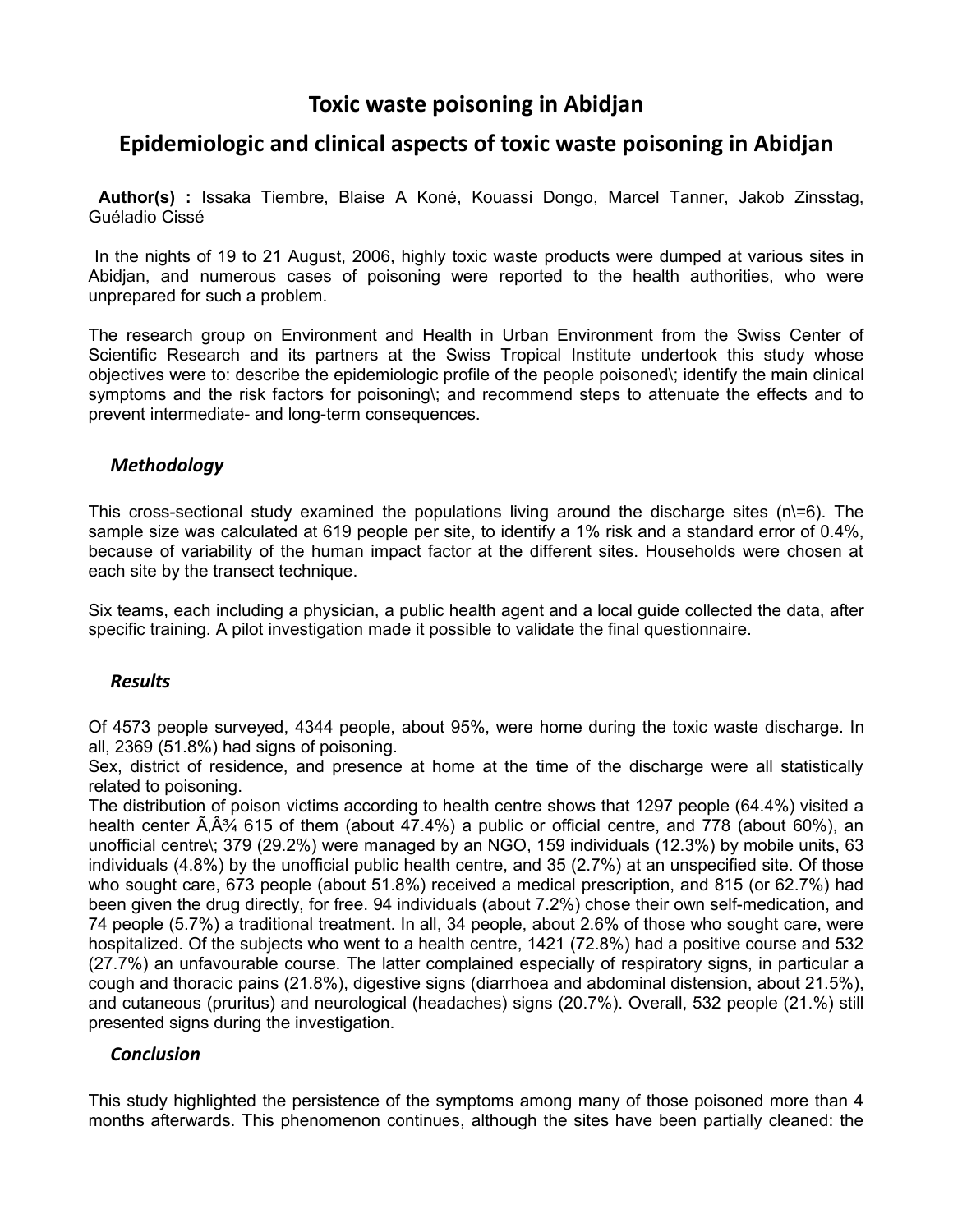# Toxic waste poisoning in Abidjan

## Epidemiologic and clinical aspects of toxic waste poisoning in Abidjan

**Author(s) :** Issaka Tiembre, Blaise A Koné, Kouassi Dongo, Marcel Tanner, Jakob Zinsstag, Guéladio Cissé

In the nights of 19 to 21 August, 2006, highly toxic waste products were dumped at various sites in Abidjan, and numerous cases of poisoning were reported to the health authorities, who were unprepared for such a problem.

The research group on Environment and Health in Urban Environment from the Swiss Center of Scientific Research and its partners at the Swiss Tropical Institute undertook this study whose objectives were to: describe the epidemiologic profile of the people poisoned\; identify the main clinical symptoms and the risk factors for poisoning\; and recommend steps to attenuate the effects and to prevent intermediate- and long-term consequences.

### *Methodology*

This cross-sectional study examined the populations living around the discharge sites (n\=6). The sample size was calculated at 619 people per site, to identify a 1% risk and a standard error of 0.4%, because of variability of the human impact factor at the different sites. Households were chosen at each site by the transect technique.

Six teams, each including a physician, a public health agent and a local guide collected the data, after specific training. A pilot investigation made it possible to validate the final questionnaire.

### *Results*

Of 4573 people surveyed, 4344 people, about 95%, were home during the toxic waste discharge. In all, 2369 (51.8%) had signs of poisoning.
Sex, district of residence, and presence at home at the time of the discharge were all statistically related to poisoning.
The distribution of poison victims according to health centre shows that 1297 people (64.4%) visited a health center Ã‚Â¾ 615 of them (about 47.4%) a public or official centre, and 778 (about 60%), an unofficial centre\; 379 (29.2%) were managed by an NGO, 159 individuals (12.3%) by mobile units, 63 individuals (4.8%) by the unofficial public health centre, and 35 (2.7%) at an unspecified site. Of those who sought care, 673 people (about 51.8%) received a medical prescription, and 815 (or 62.7%) had been given the drug directly, for free. 94 individuals (about 7.2%) chose their own self-medication, and 74 people (5.7%) a traditional treatment. In all, 34 people, about 2.6% of those who sought care, were hospitalized. Of the subjects who went to a health centre, 1421 (72.8%) had a positive course and 532 (27.7%) an unfavourable course. The latter complained especially of respiratory signs, in particular a cough and thoracic pains (21.8%), digestive signs (diarrhoea and abdominal distension, about 21.5%), and cutaneous (pruritus) and neurological (headaches) signs (20.7%). Overall, 532 people (21.%) still presented signs during the investigation.

### *Conclusion*

This study highlighted the persistence of the symptoms among many of those poisoned more than 4 months afterwards. This phenomenon continues, although the sites have been partially cleaned: the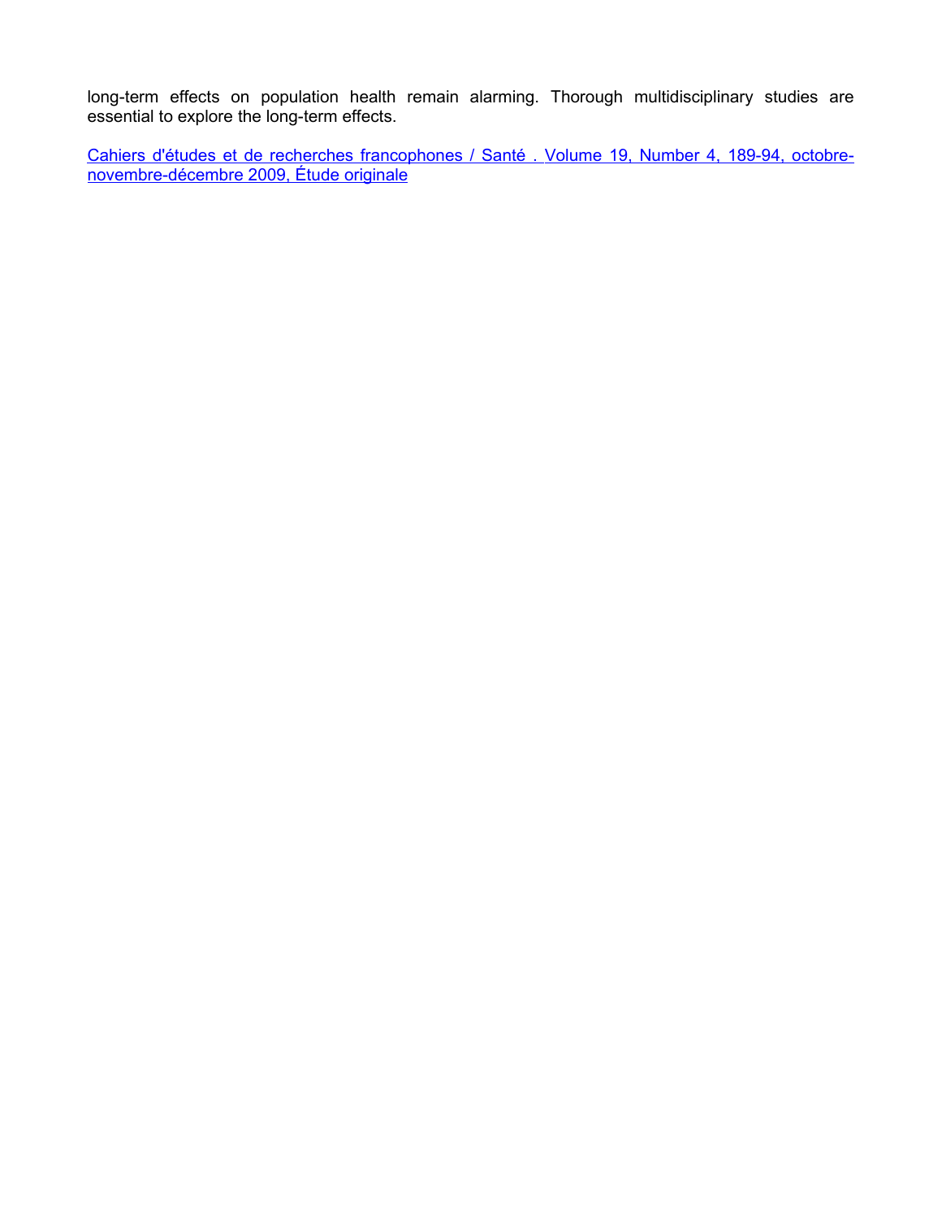long-term effects on population health remain alarming. Thorough multidisciplinary studies are essential to explore the long-term effects.

Cahiers d'études et de recherches francophones / Santé . Volume 19, Number 4, 189-94, octobre-novembre-décembre 2009, Étude originale